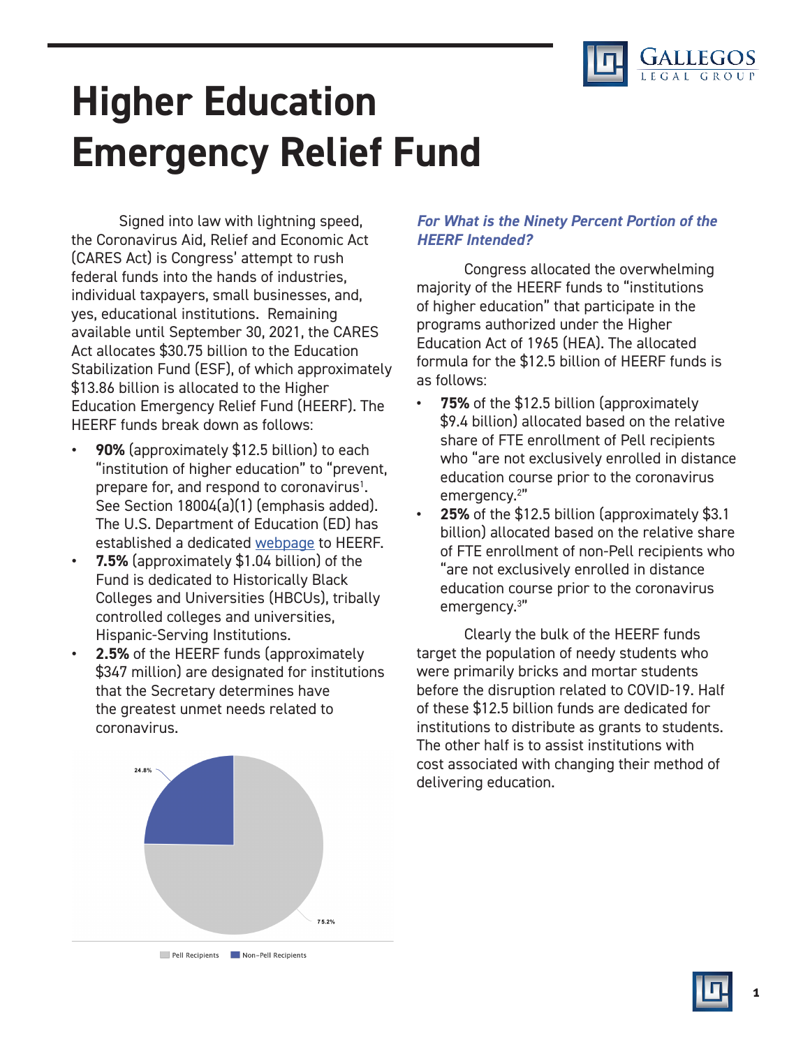# Higher Education Emergency Relief Fund

Signed into law with lightning speed, the Coronavirus Aid, Relief and Economic Act (CARES Act) is Congress' attempt to rush federal funds into the hands of industries, individual taxpayers, small businesses, and, yes, educational institutions. Remaining available until September 30, 2021, the CARES Act allocates $30.75 billion to the Education Stabilization Fund (ESF), of which approximately $13.86 billion is allocated to the Higher Education Emergency Relief Fund (HEERF). The HEERF funds break down as follows:

- **90%** (approximately $12.5 billion) to each "institution of higher education" to "prevent, prepare for, and respond to coronavirus[1]. See Section 18004(a)(1) (emphasis added). The U.S. Department of Education (ED) has established a dedicated webpage to HEERF.
- **7.5%** (approximately $1.04 billion) of the Fund is dedicated to Historically Black Colleges and Universities (HBCUs), tribally controlled colleges and universities, Hispanic-Serving Institutions.
- **2.5%** of the HEERF funds (approximately $347 million) are designated for institutions that the Secretary determines have the greatest unmet needs related to coronavirus.

24.8%

75.2%

Pell Recipients | Non-Pell Recipients

### *For What is the Ninety Percent Portion of the HEERF Intended?*

Congress allocated the overwhelming majority of the HEERF funds to "institutions of higher education" that participate in the programs authorized under the Higher Education Act of 1965 (HEA). The allocated formula for the $12.5 billion of HEERF funds is as follows:

- **75%** of the $12.5 billion (approximately $9.4 billion) allocated based on the relative share of FTE enrollment of Pell recipients who "are not exclusively enrolled in distance education course prior to the coronavirus emergency.[2]"
- **25%** of the $12.5 billion (approximately $3.1 billion) allocated based on the relative share of FTE enrollment of non-Pell recipients who "are not exclusively enrolled in distance education course prior to the coronavirus emergency.[3]"

Clearly the bulk of the HEERF funds target the population of needy students who were primarily bricks and mortar students before the disruption related to COVID-19. Half of these $12.5 billion funds are dedicated for institutions to distribute as grants to students. The other half is to assist institutions with cost associated with changing their method of delivering education.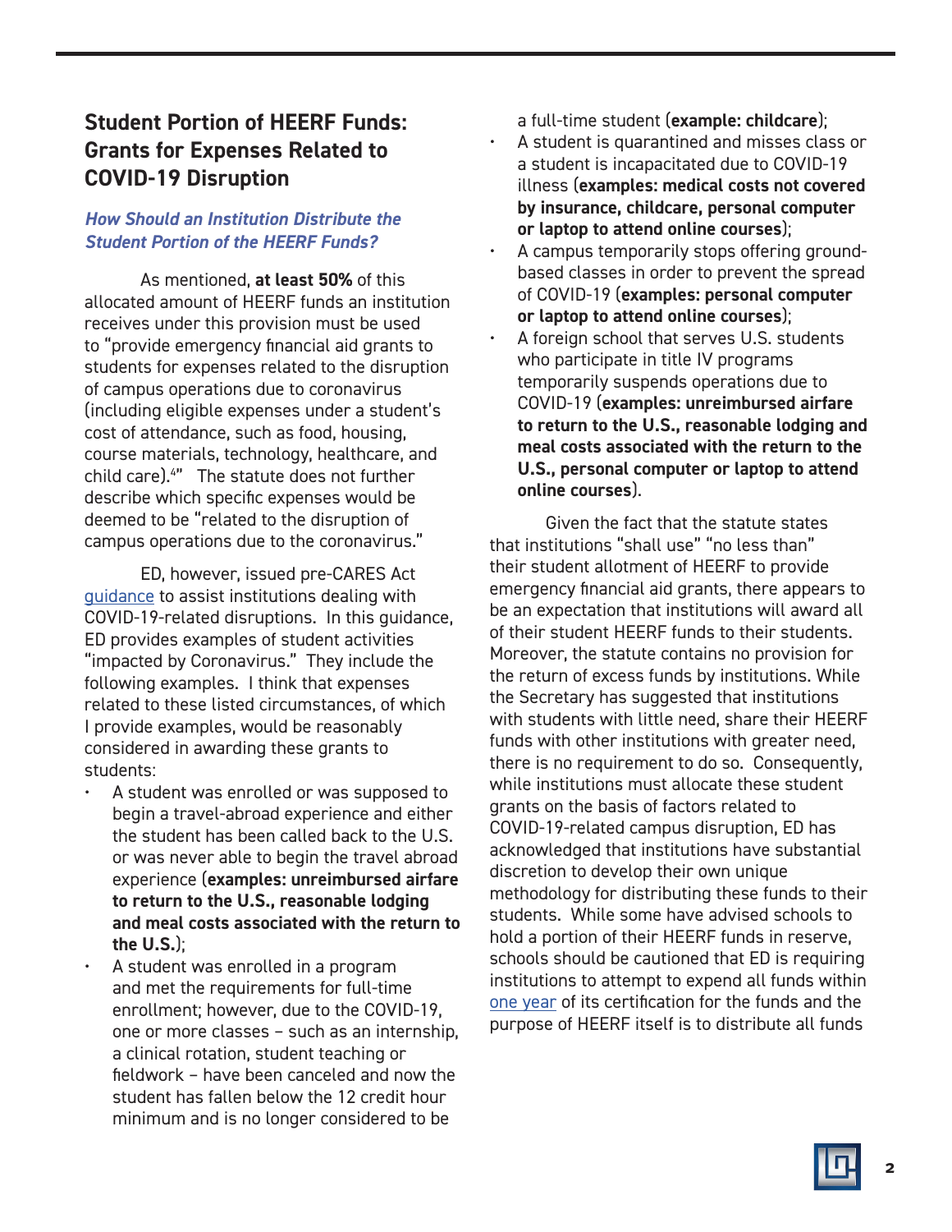## Student Portion of HEERF Funds: Grants for Expenses Related to COVID-19 Disruption

### *How Should an Institution Distribute the Student Portion of the HEERF Funds?*

As mentioned, **at least 50%** of this allocated amount of HEERF funds an institution receives under this provision must be used to "provide emergency financial aid grants to students for expenses related to the disruption of campus operations due to coronavirus (including eligible expenses under a student's cost of attendance, such as food, housing, course materials, technology, healthcare, and child care).[4]" The statute does not further describe which specific expenses would be deemed to be "related to the disruption of campus operations due to the coronavirus."

ED, however, issued pre-CARES Act guidance to assist institutions dealing with COVID-19-related disruptions. In this guidance, ED provides examples of student activities "impacted by Coronavirus." They include the following examples. I think that expenses related to these listed circumstances, of which I provide examples, would be reasonably considered in awarding these grants to students:

- A student was enrolled or was supposed to begin a travel-abroad experience and either the student has been called back to the U.S. or was never able to begin the travel abroad experience (**examples: unreimbursed airfare to return to the U.S., reasonable lodging and meal costs associated with the return to the U.S.**);
- A student was enrolled in a program and met the requirements for full-time enrollment; however, due to the COVID-19, one or more classes – such as an internship, a clinical rotation, student teaching or fieldwork – have been canceled and now the student has fallen below the 12 credit hour minimum and is no longer considered to be a full-time student (**example: childcare**);
- A student is quarantined and misses class or a student is incapacitated due to COVID-19 illness (**examples: medical costs not covered by insurance, childcare, personal computer or laptop to attend online courses**);
- A campus temporarily stops offering ground-based classes in order to prevent the spread of COVID-19 (**examples: personal computer or laptop to attend online courses**);
- A foreign school that serves U.S. students who participate in title IV programs temporarily suspends operations due to COVID-19 (**examples: unreimbursed airfare to return to the U.S., reasonable lodging and meal costs associated with the return to the U.S., personal computer or laptop to attend online courses**).

Given the fact that the statute states that institutions "shall use" "no less than" their student allotment of HEERF to provide emergency financial aid grants, there appears to be an expectation that institutions will award all of their student HEERF funds to their students. Moreover, the statute contains no provision for the return of excess funds by institutions. While the Secretary has suggested that institutions with students with little need, share their HEERF funds with other institutions with greater need, there is no requirement to do so. Consequently, while institutions must allocate these student grants on the basis of factors related to COVID-19-related campus disruption, ED has acknowledged that institutions have substantial discretion to develop their own unique methodology for distributing these funds to their students. While some have advised schools to hold a portion of their HEERF funds in reserve, schools should be cautioned that ED is requiring institutions to attempt to expend all funds within one year of its certification for the funds and the purpose of HEERF itself is to distribute all funds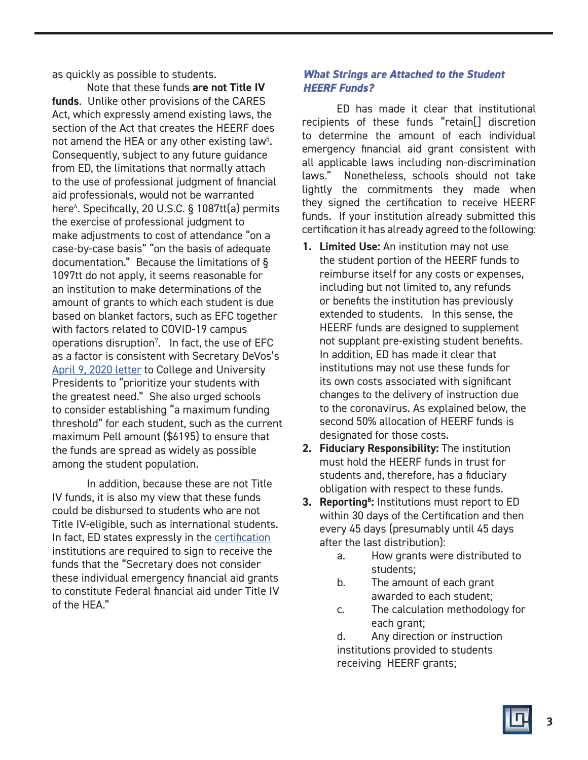as quickly as possible to students.

Note that these funds **are not Title IV funds**. Unlike other provisions of the CARES Act, which expressly amend existing laws, the section of the Act that creates the HEERF does not amend the HEA or any other existing law[5]. Consequently, subject to any future guidance from ED, the limitations that normally attach to the use of professional judgment of financial aid professionals, would not be warranted here[6]. Specifically, 20 U.S.C. § 1087tt(a) permits the exercise of professional judgment to make adjustments to cost of attendance "on a case-by-case basis" "on the basis of adequate documentation." Because the limitations of § 1097tt do not apply, it seems reasonable for an institution to make determinations of the amount of grants to which each student is due based on blanket factors, such as EFC together with factors related to COVID-19 campus operations disruption[7]. In fact, the use of EFC as a factor is consistent with Secretary DeVos's April 9, 2020 letter to College and University Presidents to "prioritize your students with the greatest need." She also urged schools to consider establishing "a maximum funding threshold" for each student, such as the current maximum Pell amount ($6195) to ensure that the funds are spread as widely as possible among the student population.

In addition, because these are not Title IV funds, it is also my view that these funds could be disbursed to students who are not Title IV-eligible, such as international students. In fact, ED states expressly in the certification institutions are required to sign to receive the funds that the "Secretary does not consider these individual emergency financial aid grants to constitute Federal financial aid under Title IV of the HEA."

### *What Strings are Attached to the Student HEERF Funds?*

ED has made it clear that institutional recipients of these funds "retain[] discretion to determine the amount of each individual emergency financial aid grant consistent with all applicable laws including non-discrimination laws." Nonetheless, schools should not take lightly the commitments they made when they signed the certification to receive HEERF funds. If your institution already submitted this certification it has already agreed to the following:

1. **Limited Use:** An institution may not use the student portion of the HEERF funds to reimburse itself for any costs or expenses, including but not limited to, any refunds or benefits the institution has previously extended to students. In this sense, the HEERF funds are designed to supplement not supplant pre-existing student benefits. In addition, ED has made it clear that institutions may not use these funds for its own costs associated with significant changes to the delivery of instruction due to the coronavirus. As explained below, the second 50% allocation of HEERF funds is designated for those costs.
2. **Fiduciary Responsibility:** The institution must hold the HEERF funds in trust for students and, therefore, has a fiduciary obligation with respect to these funds.
3. **Reporting[8]:** Institutions must report to ED within 30 days of the Certification and then every 45 days (presumably until 45 days after the last distribution):
    a. How grants were distributed to students;
    b. The amount of each grant awarded to each student;
    c. The calculation methodology for each grant;
    d. Any direction or instruction institutions provided to students receiving HEERF grants;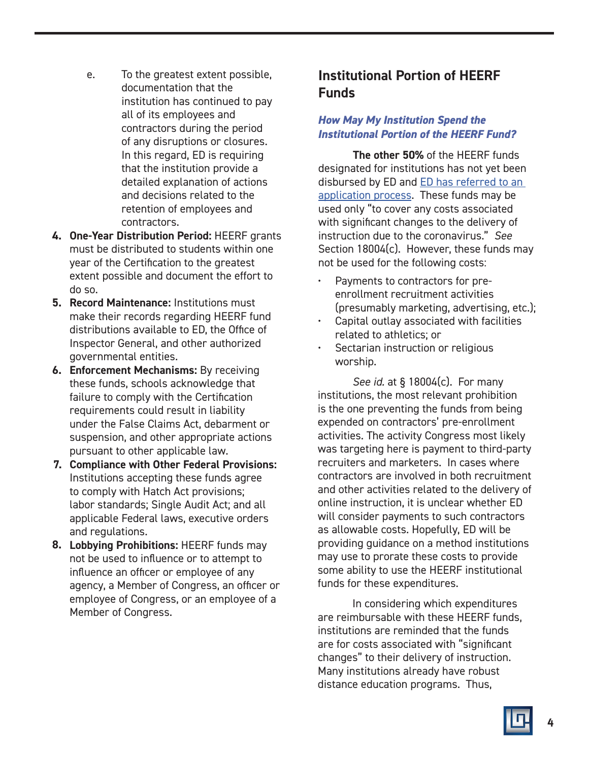e. To the greatest extent possible, documentation that the institution has continued to pay all of its employees and contractors during the period of any disruptions or closures. In this regard, ED is requiring that the institution provide a detailed explanation of actions and decisions related to the retention of employees and contractors.

4. **One-Year Distribution Period:** HEERF grants must be distributed to students within one year of the Certification to the greatest extent possible and document the effort to do so.
5. **Record Maintenance:** Institutions must make their records regarding HEERF fund distributions available to ED, the Office of Inspector General, and other authorized governmental entities.
6. **Enforcement Mechanisms:** By receiving these funds, schools acknowledge that failure to comply with the Certification requirements could result in liability under the False Claims Act, debarment or suspension, and other appropriate actions pursuant to other applicable law.
7. **Compliance with Other Federal Provisions:** Institutions accepting these funds agree to comply with Hatch Act provisions; labor standards; Single Audit Act; and all applicable Federal laws, executive orders and regulations.
8. **Lobbying Prohibitions:** HEERF funds may not be used to influence or to attempt to influence an officer or employee of any agency, a Member of Congress, an officer or employee of Congress, or an employee of a Member of Congress.

## Institutional Portion of HEERF Funds

### *How May My Institution Spend the Institutional Portion of the HEERF Fund?*

**The other 50%** of the HEERF funds designated for institutions has not yet been disbursed by ED and ED has referred to an application process. These funds may be used only "to cover any costs associated with significant changes to the delivery of instruction due to the coronavirus." *See* Section 18004(c). However, these funds may not be used for the following costs:

- Payments to contractors for pre-enrollment recruitment activities (presumably marketing, advertising, etc.);
- Capital outlay associated with facilities related to athletics; or
- Sectarian instruction or religious worship.

*See id.* at § 18004(c). For many institutions, the most relevant prohibition is the one preventing the funds from being expended on contractors' pre-enrollment activities. The activity Congress most likely was targeting here is payment to third-party recruiters and marketers. In cases where contractors are involved in both recruitment and other activities related to the delivery of online instruction, it is unclear whether ED will consider payments to such contractors as allowable costs. Hopefully, ED will be providing guidance on a method institutions may use to prorate these costs to provide some ability to use the HEERF institutional funds for these expenditures.

In considering which expenditures are reimbursable with these HEERF funds, institutions are reminded that the funds are for costs associated with "significant changes" to their delivery of instruction. Many institutions already have robust distance education programs. Thus,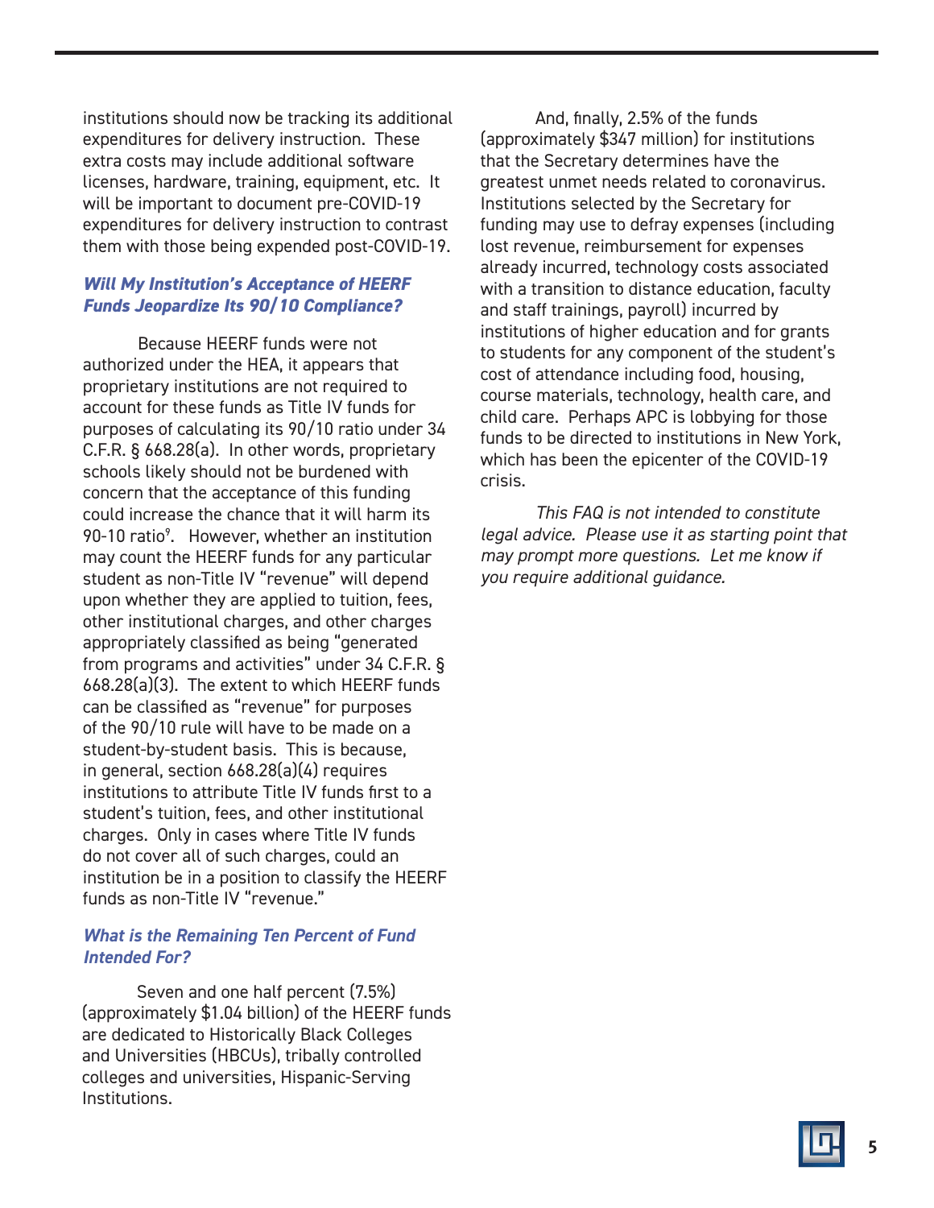institutions should now be tracking its additional expenditures for delivery instruction. These extra costs may include additional software licenses, hardware, training, equipment, etc. It will be important to document pre-COVID-19 expenditures for delivery instruction to contrast them with those being expended post-COVID-19.

### *Will My Institution's Acceptance of HEERF Funds Jeopardize Its 90/10 Compliance?*

Because HEERF funds were not authorized under the HEA, it appears that proprietary institutions are not required to account for these funds as Title IV funds for purposes of calculating its 90/10 ratio under 34 C.F.R. § 668.28(a). In other words, proprietary schools likely should not be burdened with concern that the acceptance of this funding could increase the chance that it will harm its 90-10 ratio[9]. However, whether an institution may count the HEERF funds for any particular student as non-Title IV "revenue" will depend upon whether they are applied to tuition, fees, other institutional charges, and other charges appropriately classified as being "generated from programs and activities" under 34 C.F.R. § 668.28(a)(3). The extent to which HEERF funds can be classified as "revenue" for purposes of the 90/10 rule will have to be made on a student-by-student basis. This is because, in general, section 668.28(a)(4) requires institutions to attribute Title IV funds first to a student's tuition, fees, and other institutional charges. Only in cases where Title IV funds do not cover all of such charges, could an institution be in a position to classify the HEERF funds as non-Title IV "revenue."

### *What is the Remaining Ten Percent of Fund Intended For?*

Seven and one half percent (7.5%) (approximately $1.04 billion) of the HEERF funds are dedicated to Historically Black Colleges and Universities (HBCUs), tribally controlled colleges and universities, Hispanic-Serving Institutions.

And, finally, 2.5% of the funds (approximately $347 million) for institutions that the Secretary determines have the greatest unmet needs related to coronavirus. Institutions selected by the Secretary for funding may use to defray expenses (including lost revenue, reimbursement for expenses already incurred, technology costs associated with a transition to distance education, faculty and staff trainings, payroll) incurred by institutions of higher education and for grants to students for any component of the student's cost of attendance including food, housing, course materials, technology, health care, and child care. Perhaps APC is lobbying for those funds to be directed to institutions in New York, which has been the epicenter of the COVID-19 crisis.

*This FAQ is not intended to constitute legal advice. Please use it as starting point that may prompt more questions. Let me know if you require additional guidance.*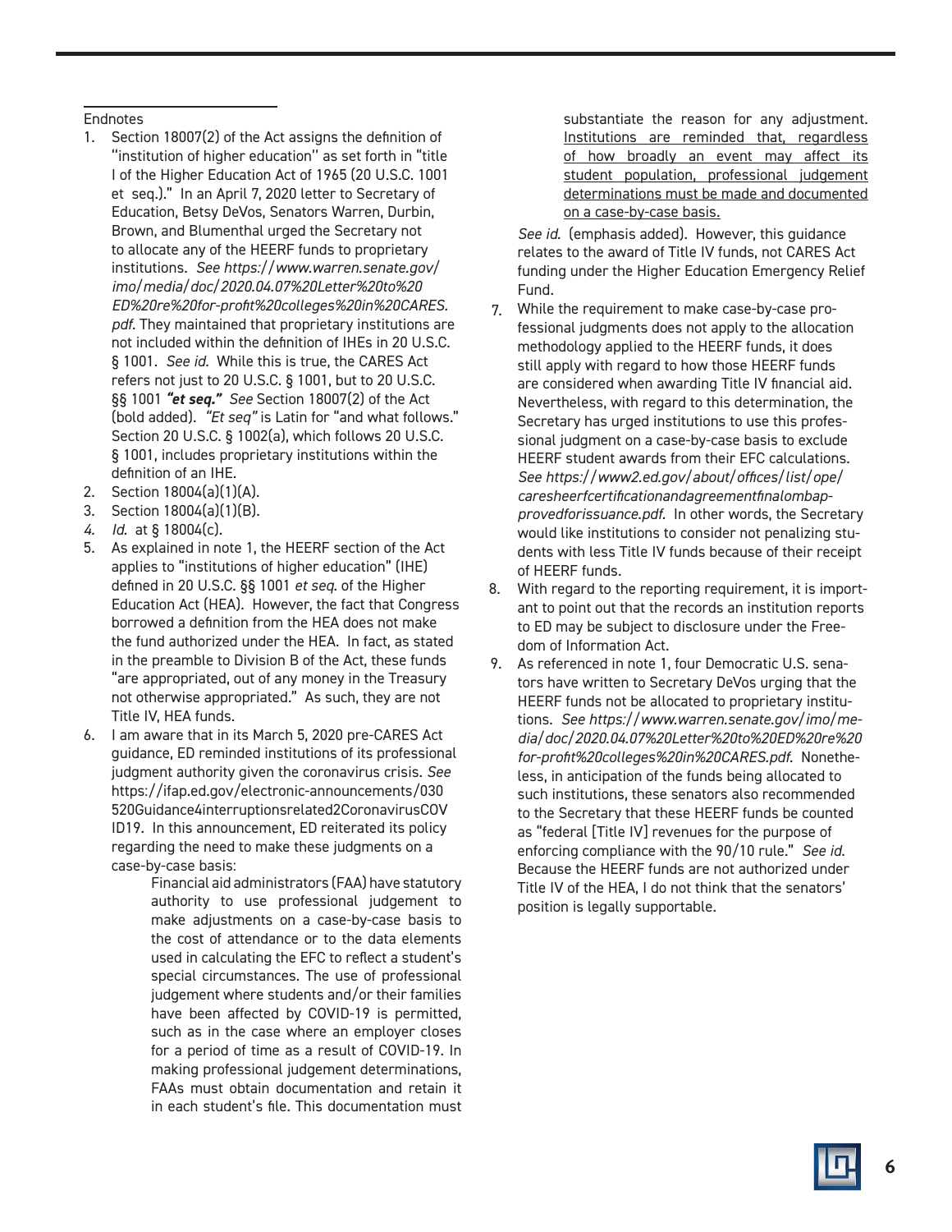Endnotes

1. Section 18007(2) of the Act assigns the definition of ''institution of higher education'' as set forth in "title I of the Higher Education Act of 1965 (20 U.S.C. 1001 et seq.)." In an April 7, 2020 letter to Secretary of Education, Betsy DeVos, Senators Warren, Durbin, Brown, and Blumenthal urged the Secretary not to allocate any of the HEERF funds to proprietary institutions. *See https://www.warren.senate.gov/imo/media/doc/2020.04.07%20Letter%20to%20ED%20re%20for-profit%20colleges%20in%20CARES.pdf*. They maintained that proprietary institutions are not included within the definition of IHEs in 20 U.S.C. § 1001. *See id.* While this is true, the CARES Act refers not just to 20 U.S.C. § 1001, but to 20 U.S.C. §§ 1001 ***"et seq."*** *See* Section 18007(2) of the Act (bold added). *"Et seq"* is Latin for "and what follows." Section 20 U.S.C. § 1002(a), which follows 20 U.S.C. § 1001, includes proprietary institutions within the definition of an IHE.
2. Section 18004(a)(1)(A).
3. Section 18004(a)(1)(B).
4. *Id.* at § 18004(c).
5. As explained in note 1, the HEERF section of the Act applies to "institutions of higher education" (IHE) defined in 20 U.S.C. §§ 1001 *et seq.* of the Higher Education Act (HEA). However, the fact that Congress borrowed a definition from the HEA does not make the fund authorized under the HEA. In fact, as stated in the preamble to Division B of the Act, these funds "are appropriated, out of any money in the Treasury not otherwise appropriated." As such, they are not Title IV, HEA funds.
6. I am aware that in its March 5, 2020 pre-CARES Act guidance, ED reminded institutions of its professional judgment authority given the coronavirus crisis. *See* https://ifap.ed.gov/electronic-announcements/030520Guidance4interruptionsrelated2CoronavirusCOVID19. In this announcement, ED reiterated its policy regarding the need to make these judgments on a case-by-case basis:

   > Financial aid administrators (FAA) have statutory authority to use professional judgement to make adjustments on a case-by-case basis to the cost of attendance or to the data elements used in calculating the EFC to reflect a student's special circumstances. The use of professional judgement where students and/or their families have been affected by COVID-19 is permitted, such as in the case where an employer closes for a period of time as a result of COVID-19. In making professional judgement determinations, FAAs must obtain documentation and retain it in each student's file. This documentation must substantiate the reason for any adjustment. <u>Institutions are reminded that, regardless of how broadly an event may affect its student population, professional judgement determinations must be made and documented on a case-by-case basis.</u>

   *See id.* (emphasis added). However, this guidance relates to the award of Title IV funds, not CARES Act funding under the Higher Education Emergency Relief Fund.
7. While the requirement to make case-by-case professional judgments does not apply to the allocation methodology applied to the HEERF funds, it does still apply with regard to how those HEERF funds are considered when awarding Title IV financial aid. Nevertheless, with regard to this determination, the Secretary has urged institutions to use this professional judgment on a case-by-case basis to exclude HEERF student awards from their EFC calculations. *See https://www2.ed.gov/about/offices/list/ope/caresheerfcertificationandagreementfinalombapprovedforissuance.pdf*. In other words, the Secretary would like institutions to consider not penalizing students with less Title IV funds because of their receipt of HEERF funds.
8. With regard to the reporting requirement, it is important to point out that the records an institution reports to ED may be subject to disclosure under the Freedom of Information Act.
9. As referenced in note 1, four Democratic U.S. senators have written to Secretary DeVos urging that the HEERF funds not be allocated to proprietary institutions. *See https://www.warren.senate.gov/imo/media/doc/2020.04.07%20Letter%20to%20ED%20re%20for-profit%20colleges%20in%20CARES.pdf*. Nonetheless, in anticipation of the funds being allocated to such institutions, these senators also recommended to the Secretary that these HEERF funds be counted as "federal [Title IV] revenues for the purpose of enforcing compliance with the 90/10 rule." *See id.* Because the HEERF funds are not authorized under Title IV of the HEA, I do not think that the senators' position is legally supportable.